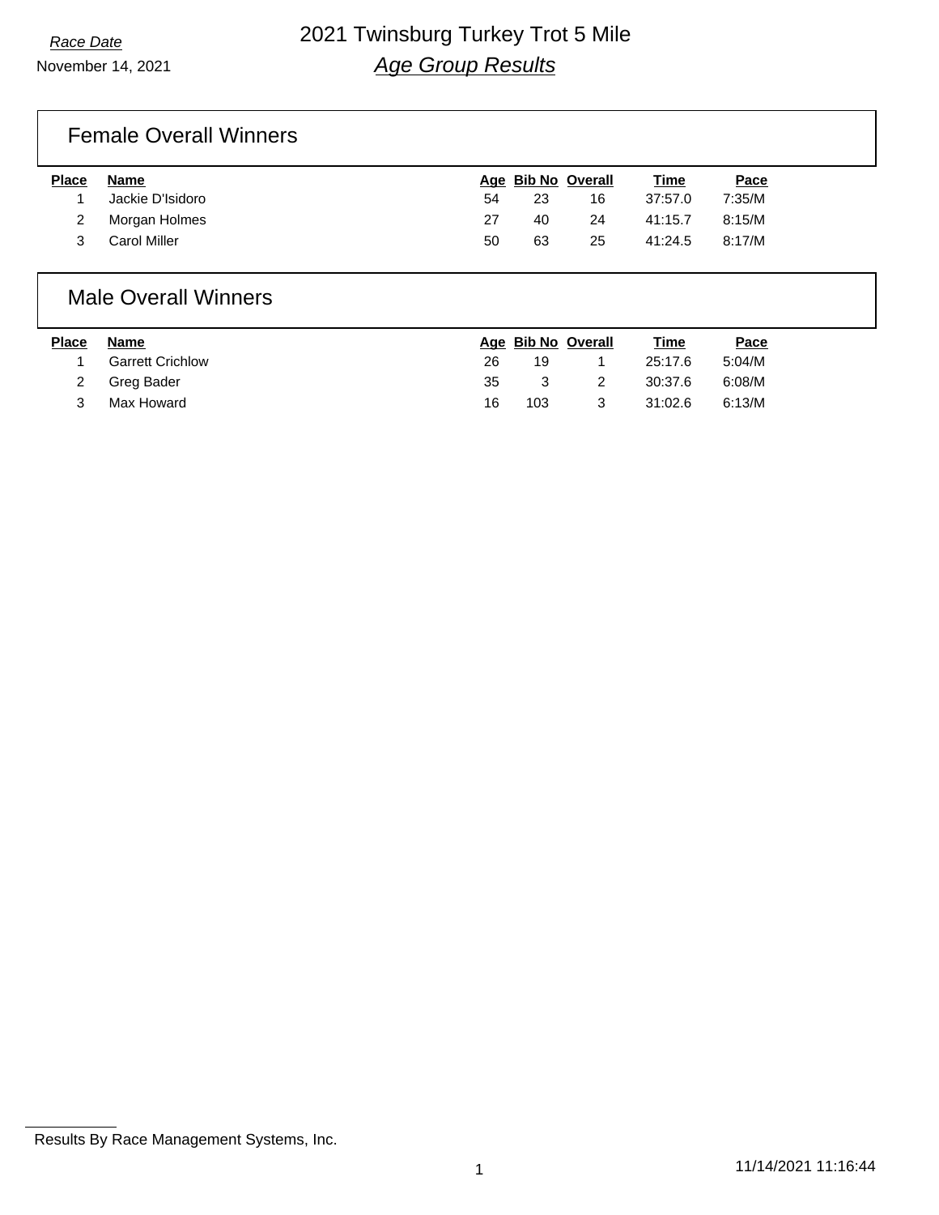*Race Date*

November 14, 2021

# 2021 Twinsburg Turkey Trot 5 Mile

## *Age Group Results*

### Female Overall Winners

| Place | Name | Age | Bib No | Overall | Time | Pace |
|---|---|---|---|---|---|---|
| 1 | Jackie D'Isidoro | 54 | 23 | 16 | 37:57.0 | 7:35/M |
| 2 | Morgan Holmes | 27 | 40 | 24 | 41:15.7 | 8:15/M |
| 3 | Carol Miller | 50 | 63 | 25 | 41:24.5 | 8:17/M |

### Male Overall Winners

| Place | Name | Age | Bib No | Overall | Time | Pace |
|---|---|---|---|---|---|---|
| 1 | Garrett Crichlow | 26 | 19 | 1 | 25:17.6 | 5:04/M |
| 2 | Greg Bader | 35 | 3 | 2 | 30:37.6 | 6:08/M |
| 3 | Max Howard | 16 | 103 | 3 | 31:02.6 | 6:13/M |

Results By Race Management Systems, Inc.

11/14/2021 11:16:44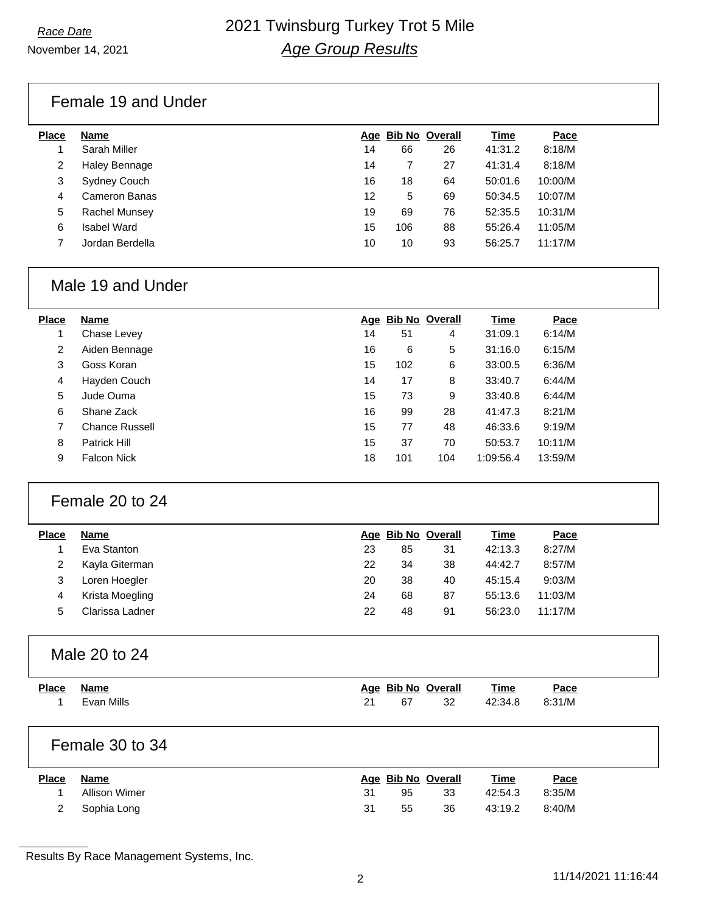*Race Date*

November 14, 2021

# 2021 Twinsburg Turkey Trot 5 Mile

## *Age Group Results*

### Female 19 and Under

| Place | Name | Age | Bib No | Overall | Time | Pace |
|---|---|---|---|---|---|---|
| 1 | Sarah Miller | 14 | 66 | 26 | 41:31.2 | 8:18/M |
| 2 | Haley Bennage | 14 | 7 | 27 | 41:31.4 | 8:18/M |
| 3 | Sydney Couch | 16 | 18 | 64 | 50:01.6 | 10:00/M |
| 4 | Cameron Banas | 12 | 5 | 69 | 50:34.5 | 10:07/M |
| 5 | Rachel Munsey | 19 | 69 | 76 | 52:35.5 | 10:31/M |
| 6 | Isabel Ward | 15 | 106 | 88 | 55:26.4 | 11:05/M |
| 7 | Jordan Berdella | 10 | 10 | 93 | 56:25.7 | 11:17/M |

### Male 19 and Under

| Place | Name | Age | Bib No | Overall | Time | Pace |
|---|---|---|---|---|---|---|
| 1 | Chase Levey | 14 | 51 | 4 | 31:09.1 | 6:14/M |
| 2 | Aiden Bennage | 16 | 6 | 5 | 31:16.0 | 6:15/M |
| 3 | Goss Koran | 15 | 102 | 6 | 33:00.5 | 6:36/M |
| 4 | Hayden Couch | 14 | 17 | 8 | 33:40.7 | 6:44/M |
| 5 | Jude Ouma | 15 | 73 | 9 | 33:40.8 | 6:44/M |
| 6 | Shane Zack | 16 | 99 | 28 | 41:47.3 | 8:21/M |
| 7 | Chance Russell | 15 | 77 | 48 | 46:33.6 | 9:19/M |
| 8 | Patrick Hill | 15 | 37 | 70 | 50:53.7 | 10:11/M |
| 9 | Falcon Nick | 18 | 101 | 104 | 1:09:56.4 | 13:59/M |

### Female 20 to 24

| Place | Name | Age | Bib No | Overall | Time | Pace |
|---|---|---|---|---|---|---|
| 1 | Eva Stanton | 23 | 85 | 31 | 42:13.3 | 8:27/M |
| 2 | Kayla Giterman | 22 | 34 | 38 | 44:42.7 | 8:57/M |
| 3 | Loren Hoegler | 20 | 38 | 40 | 45:15.4 | 9:03/M |
| 4 | Krista Moegling | 24 | 68 | 87 | 55:13.6 | 11:03/M |
| 5 | Clarissa Ladner | 22 | 48 | 91 | 56:23.0 | 11:17/M |

### Male 20 to 24

| Place | Name | Age | Bib No | Overall | Time | Pace |
|---|---|---|---|---|---|---|
| 1 | Evan Mills | 21 | 67 | 32 | 42:34.8 | 8:31/M |

### Female 30 to 34

| Place | Name | Age | Bib No | Overall | Time | Pace |
|---|---|---|---|---|---|---|
| 1 | Allison Wimer | 31 | 95 | 33 | 42:54.3 | 8:35/M |
| 2 | Sophia Long | 31 | 55 | 36 | 43:19.2 | 8:40/M |

Results By Race Management Systems, Inc.

11/14/2021 11:16:44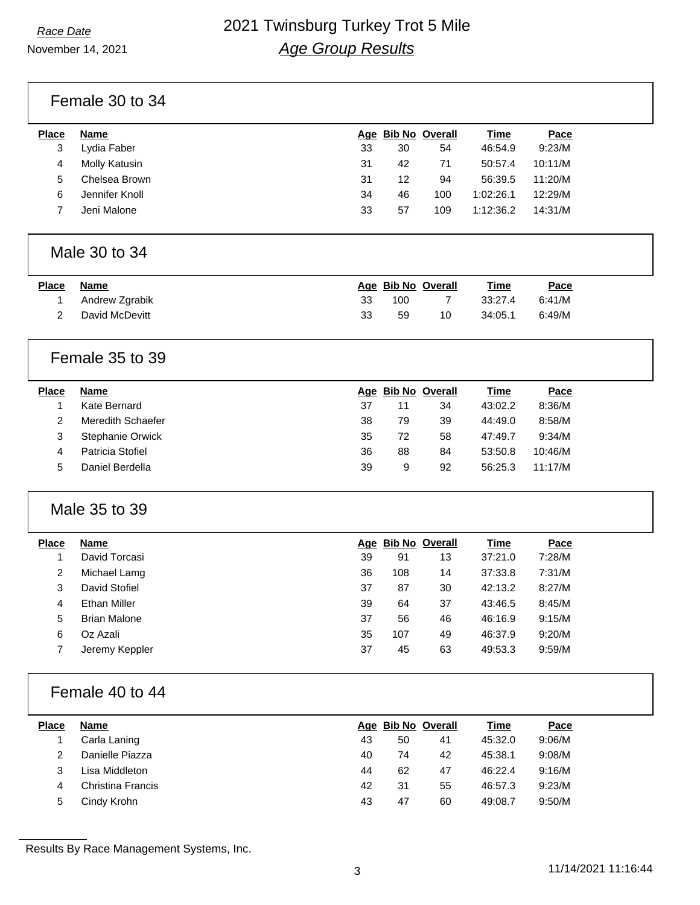# 2021 Twinsburg Turkey Trot 5 Mile

*Race Date*

November 14, 2021

## *Age Group Results*

### Female 30 to 34

| Place | Name | Age | Bib No | Overall | Time | Pace |
|---|---|---|---|---|---|---|
| 3 | Lydia Faber | 33 | 30 | 54 | 46:54.9 | 9:23/M |
| 4 | Molly Katusin | 31 | 42 | 71 | 50:57.4 | 10:11/M |
| 5 | Chelsea Brown | 31 | 12 | 94 | 56:39.5 | 11:20/M |
| 6 | Jennifer Knoll | 34 | 46 | 100 | 1:02:26.1 | 12:29/M |
| 7 | Jeni Malone | 33 | 57 | 109 | 1:12:36.2 | 14:31/M |

### Male 30 to 34

| Place | Name | Age | Bib No | Overall | Time | Pace |
|---|---|---|---|---|---|---|
| 1 | Andrew Zgrabik | 33 | 100 | 7 | 33:27.4 | 6:41/M |
| 2 | David McDevitt | 33 | 59 | 10 | 34:05.1 | 6:49/M |

### Female 35 to 39

| Place | Name | Age | Bib No | Overall | Time | Pace |
|---|---|---|---|---|---|---|
| 1 | Kate Bernard | 37 | 11 | 34 | 43:02.2 | 8:36/M |
| 2 | Meredith Schaefer | 38 | 79 | 39 | 44:49.0 | 8:58/M |
| 3 | Stephanie Orwick | 35 | 72 | 58 | 47:49.7 | 9:34/M |
| 4 | Patricia Stofiel | 36 | 88 | 84 | 53:50.8 | 10:46/M |
| 5 | Daniel Berdella | 39 | 9 | 92 | 56:25.3 | 11:17/M |

### Male 35 to 39

| Place | Name | Age | Bib No | Overall | Time | Pace |
|---|---|---|---|---|---|---|
| 1 | David Torcasi | 39 | 91 | 13 | 37:21.0 | 7:28/M |
| 2 | Michael Lamg | 36 | 108 | 14 | 37:33.8 | 7:31/M |
| 3 | David Stofiel | 37 | 87 | 30 | 42:13.2 | 8:27/M |
| 4 | Ethan Miller | 39 | 64 | 37 | 43:46.5 | 8:45/M |
| 5 | Brian Malone | 37 | 56 | 46 | 46:16.9 | 9:15/M |
| 6 | Oz Azali | 35 | 107 | 49 | 46:37.9 | 9:20/M |
| 7 | Jeremy Keppler | 37 | 45 | 63 | 49:53.3 | 9:59/M |

### Female 40 to 44

| Place | Name | Age | Bib No | Overall | Time | Pace |
|---|---|---|---|---|---|---|
| 1 | Carla Laning | 43 | 50 | 41 | 45:32.0 | 9:06/M |
| 2 | Danielle Piazza | 40 | 74 | 42 | 45:38.1 | 9:08/M |
| 3 | Lisa Middleton | 44 | 62 | 47 | 46:22.4 | 9:16/M |
| 4 | Christina Francis | 42 | 31 | 55 | 46:57.3 | 9:23/M |
| 5 | Cindy Krohn | 43 | 47 | 60 | 49:08.7 | 9:50/M |

Results By Race Management Systems, Inc.

11/14/2021 11:16:44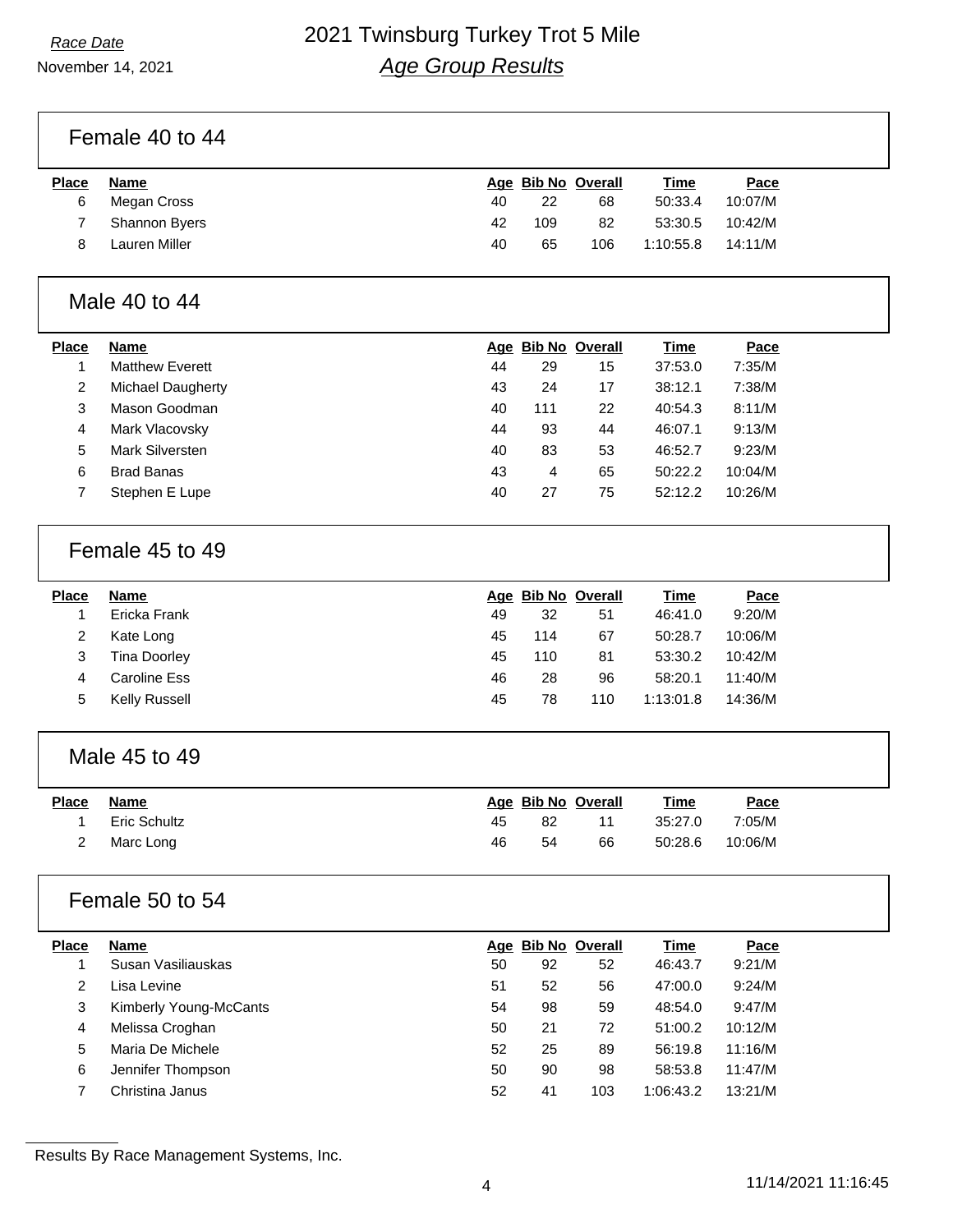*Race Date*

November 14, 2021

# 2021 Twinsburg Turkey Trot 5 Mile

## *Age Group Results*

### Female 40 to 44

| Place | Name | Age | Bib No | Overall | Time | Pace |
|---|---|---|---|---|---|---|
| 6 | Megan Cross | 40 | 22 | 68 | 50:33.4 | 10:07/M |
| 7 | Shannon Byers | 42 | 109 | 82 | 53:30.5 | 10:42/M |
| 8 | Lauren Miller | 40 | 65 | 106 | 1:10:55.8 | 14:11/M |

### Male 40 to 44

| Place | Name | Age | Bib No | Overall | Time | Pace |
|---|---|---|---|---|---|---|
| 1 | Matthew Everett | 44 | 29 | 15 | 37:53.0 | 7:35/M |
| 2 | Michael Daugherty | 43 | 24 | 17 | 38:12.1 | 7:38/M |
| 3 | Mason Goodman | 40 | 111 | 22 | 40:54.3 | 8:11/M |
| 4 | Mark Vlacovsky | 44 | 93 | 44 | 46:07.1 | 9:13/M |
| 5 | Mark Silversten | 40 | 83 | 53 | 46:52.7 | 9:23/M |
| 6 | Brad Banas | 43 | 4 | 65 | 50:22.2 | 10:04/M |
| 7 | Stephen E Lupe | 40 | 27 | 75 | 52:12.2 | 10:26/M |

### Female 45 to 49

| Place | Name | Age | Bib No | Overall | Time | Pace |
|---|---|---|---|---|---|---|
| 1 | Ericka Frank | 49 | 32 | 51 | 46:41.0 | 9:20/M |
| 2 | Kate Long | 45 | 114 | 67 | 50:28.7 | 10:06/M |
| 3 | Tina Doorley | 45 | 110 | 81 | 53:30.2 | 10:42/M |
| 4 | Caroline Ess | 46 | 28 | 96 | 58:20.1 | 11:40/M |
| 5 | Kelly Russell | 45 | 78 | 110 | 1:13:01.8 | 14:36/M |

### Male 45 to 49

| Place | Name | Age | Bib No | Overall | Time | Pace |
|---|---|---|---|---|---|---|
| 1 | Eric Schultz | 45 | 82 | 11 | 35:27.0 | 7:05/M |
| 2 | Marc Long | 46 | 54 | 66 | 50:28.6 | 10:06/M |

### Female 50 to 54

| Place | Name | Age | Bib No | Overall | Time | Pace |
|---|---|---|---|---|---|---|
| 1 | Susan Vasiliauskas | 50 | 92 | 52 | 46:43.7 | 9:21/M |
| 2 | Lisa Levine | 51 | 52 | 56 | 47:00.0 | 9:24/M |
| 3 | Kimberly Young-McCants | 54 | 98 | 59 | 48:54.0 | 9:47/M |
| 4 | Melissa Croghan | 50 | 21 | 72 | 51:00.2 | 10:12/M |
| 5 | Maria De Michele | 52 | 25 | 89 | 56:19.8 | 11:16/M |
| 6 | Jennifer Thompson | 50 | 90 | 98 | 58:53.8 | 11:47/M |
| 7 | Christina Janus | 52 | 41 | 103 | 1:06:43.2 | 13:21/M |

Results By Race Management Systems, Inc.

11/14/2021 11:16:45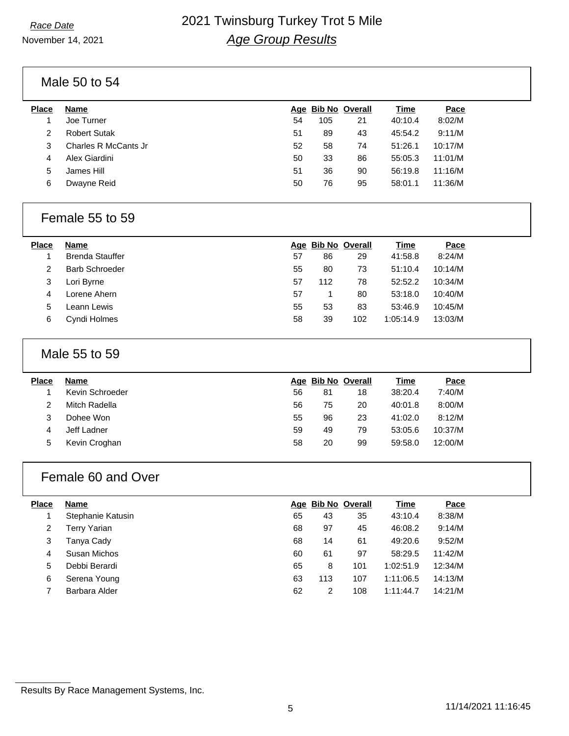# 2021 Twinsburg Turkey Trot 5 Mile

*Race Date*
November 14, 2021

## *Age Group Results*

### Male 50 to 54

| Place | Name | Age | Bib No | Overall | Time | Pace |
|---|---|---|---|---|---|---|
| 1 | Joe Turner | 54 | 105 | 21 | 40:10.4 | 8:02/M |
| 2 | Robert Sutak | 51 | 89 | 43 | 45:54.2 | 9:11/M |
| 3 | Charles R McCants Jr | 52 | 58 | 74 | 51:26.1 | 10:17/M |
| 4 | Alex Giardini | 50 | 33 | 86 | 55:05.3 | 11:01/M |
| 5 | James Hill | 51 | 36 | 90 | 56:19.8 | 11:16/M |
| 6 | Dwayne Reid | 50 | 76 | 95 | 58:01.1 | 11:36/M |

### Female 55 to 59

| Place | Name | Age | Bib No | Overall | Time | Pace |
|---|---|---|---|---|---|---|
| 1 | Brenda Stauffer | 57 | 86 | 29 | 41:58.8 | 8:24/M |
| 2 | Barb Schroeder | 55 | 80 | 73 | 51:10.4 | 10:14/M |
| 3 | Lori Byrne | 57 | 112 | 78 | 52:52.2 | 10:34/M |
| 4 | Lorene Ahern | 57 | 1 | 80 | 53:18.0 | 10:40/M |
| 5 | Leann Lewis | 55 | 53 | 83 | 53:46.9 | 10:45/M |
| 6 | Cyndi Holmes | 58 | 39 | 102 | 1:05:14.9 | 13:03/M |

### Male 55 to 59

| Place | Name | Age | Bib No | Overall | Time | Pace |
|---|---|---|---|---|---|---|
| 1 | Kevin Schroeder | 56 | 81 | 18 | 38:20.4 | 7:40/M |
| 2 | Mitch Radella | 56 | 75 | 20 | 40:01.8 | 8:00/M |
| 3 | Dohee Won | 55 | 96 | 23 | 41:02.0 | 8:12/M |
| 4 | Jeff Ladner | 59 | 49 | 79 | 53:05.6 | 10:37/M |
| 5 | Kevin Croghan | 58 | 20 | 99 | 59:58.0 | 12:00/M |

### Female 60 and Over

| Place | Name | Age | Bib No | Overall | Time | Pace |
|---|---|---|---|---|---|---|
| 1 | Stephanie Katusin | 65 | 43 | 35 | 43:10.4 | 8:38/M |
| 2 | Terry Yarian | 68 | 97 | 45 | 46:08.2 | 9:14/M |
| 3 | Tanya Cady | 68 | 14 | 61 | 49:20.6 | 9:52/M |
| 4 | Susan Michos | 60 | 61 | 97 | 58:29.5 | 11:42/M |
| 5 | Debbi Berardi | 65 | 8 | 101 | 1:02:51.9 | 12:34/M |
| 6 | Serena Young | 63 | 113 | 107 | 1:11:06.5 | 14:13/M |
| 7 | Barbara Alder | 62 | 2 | 108 | 1:11:44.7 | 14:21/M |

Results By Race Management Systems, Inc.

11/14/2021 11:16:45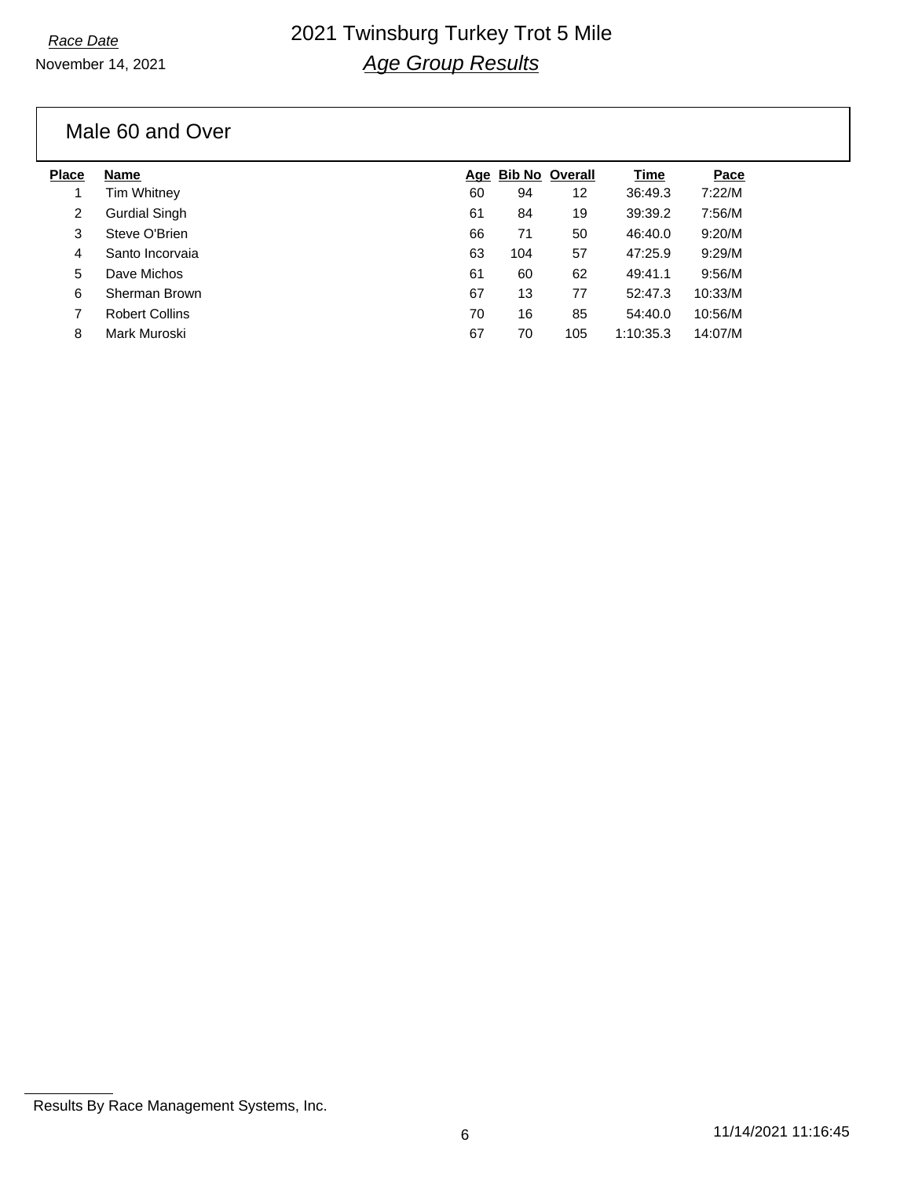*Race Date*

November 14, 2021

# 2021 Twinsburg Turkey Trot 5 Mile

## *Age Group Results*

### Male 60 and Over

| Place | Name | Age | Bib No | Overall | Time | Pace |
|---|---|---|---|---|---|---|
| 1 | Tim Whitney | 60 | 94 | 12 | 36:49.3 | 7:22/M |
| 2 | Gurdial Singh | 61 | 84 | 19 | 39:39.2 | 7:56/M |
| 3 | Steve O'Brien | 66 | 71 | 50 | 46:40.0 | 9:20/M |
| 4 | Santo Incorvaia | 63 | 104 | 57 | 47:25.9 | 9:29/M |
| 5 | Dave Michos | 61 | 60 | 62 | 49:41.1 | 9:56/M |
| 6 | Sherman Brown | 67 | 13 | 77 | 52:47.3 | 10:33/M |
| 7 | Robert Collins | 70 | 16 | 85 | 54:40.0 | 10:56/M |
| 8 | Mark Muroski | 67 | 70 | 105 | 1:10:35.3 | 14:07/M |

Results By Race Management Systems, Inc.

11/14/2021 11:16:45